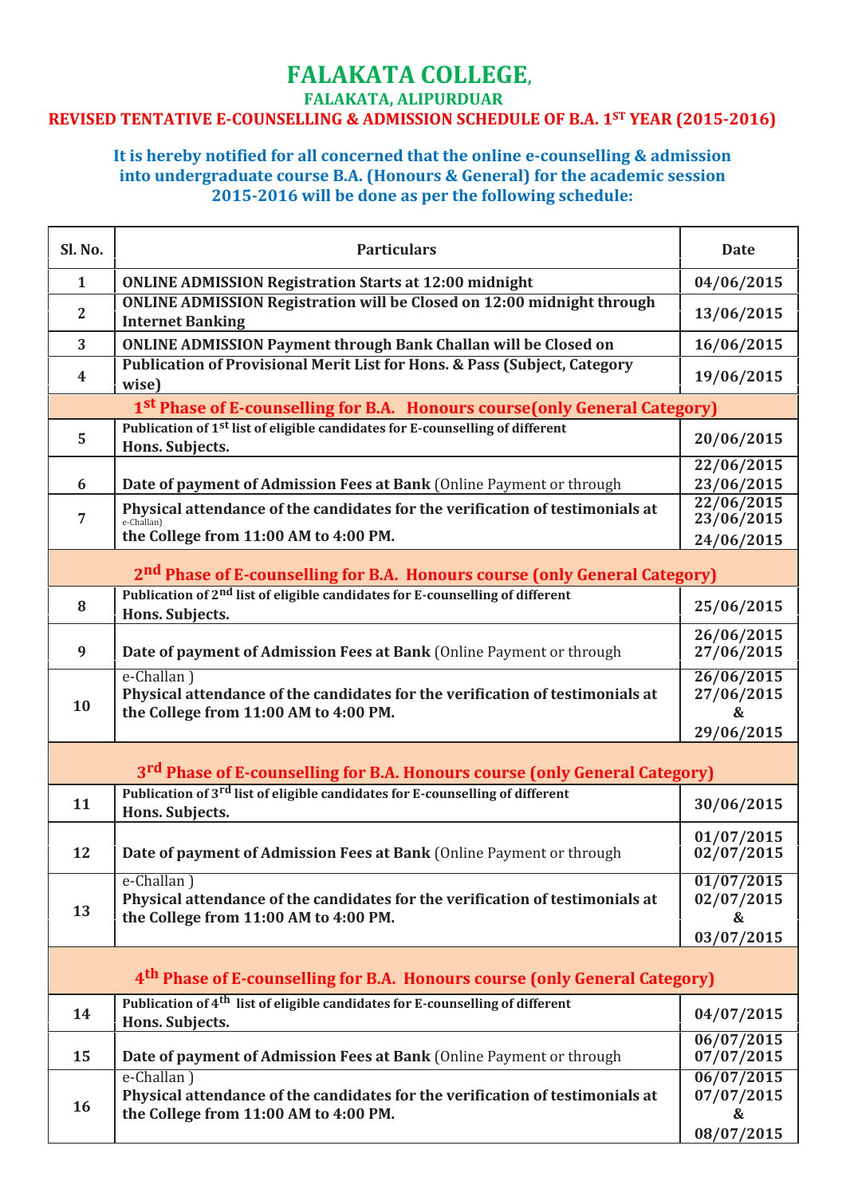# FALAKATA COLLEGE,

## FALAKATA, ALIPURDUAR

## REVISED TENTATIVE E-COUNSELLING & ADMISSION SCHEDULE OF B.A. 1ST YEAR (2015-2016)

**It is hereby notified for all concerned that the online e-counselling & admission into undergraduate course B.A. (Honours & General) for the academic session 2015-2016 will be done as per the following schedule:**

| Sl. No. | Particulars | Date |
|---|---|---|
| 1 | **ONLINE ADMISSION Registration Starts at 12:00 midnight** | **04/06/2015** |
| 2 | **ONLINE ADMISSION Registration will be Closed on 12:00 midnight through Internet Banking** | **13/06/2015** |
| 3 | **ONLINE ADMISSION Payment through Bank Challan will be Closed on** | **16/06/2015** |
| 4 | **Publication of Provisional Merit List for Hons. & Pass (Subject, Category wise)** | **19/06/2015** |
| | **1st Phase of E-counselling for B.A. Honours course(only General Category)** | |
| 5 | **Publication of 1st list of eligible candidates for E-counselling of different Hons. Subjects.** | **20/06/2015** |
| 6 | **Date of payment of Admission Fees at Bank** (Online Payment or through e-Challan) | **22/06/2015 23/06/2015** |
| 7 | **Physical attendance of the candidates for the verification of testimonials at the College from 11:00 AM to 4:00 PM.** | **22/06/2015 23/06/2015 24/06/2015** |
| | **2nd Phase of E-counselling for B.A. Honours course (only General Category)** | |
| 8 | **Publication of 2nd list of eligible candidates for E-counselling of different Hons. Subjects.** | **25/06/2015** |
| 9 | **Date of payment of Admission Fees at Bank** (Online Payment or through e-Challan ) | **26/06/2015 27/06/2015** |
| 10 | **Physical attendance of the candidates for the verification of testimonials at the College from 11:00 AM to 4:00 PM.** | **26/06/2015 27/06/2015 & 29/06/2015** |
| | **3rd Phase of E-counselling for B.A. Honours course (only General Category)** | |
| 11 | **Publication of 3rd list of eligible candidates for E-counselling of different Hons. Subjects.** | **30/06/2015** |
| 12 | **Date of payment of Admission Fees at Bank** (Online Payment or through e-Challan ) | **01/07/2015 02/07/2015** |
| 13 | **Physical attendance of the candidates for the verification of testimonials at the College from 11:00 AM to 4:00 PM.** | **01/07/2015 02/07/2015 & 03/07/2015** |
| | **4th Phase of E-counselling for B.A. Honours course (only General Category)** | |
| 14 | **Publication of 4th list of eligible candidates for E-counselling of different Hons. Subjects.** | **04/07/2015** |
| 15 | **Date of payment of Admission Fees at Bank** (Online Payment or through e-Challan ) | **06/07/2015 07/07/2015** |
| 16 | **Physical attendance of the candidates for the verification of testimonials at the College from 11:00 AM to 4:00 PM.** | **06/07/2015 07/07/2015 & 08/07/2015** |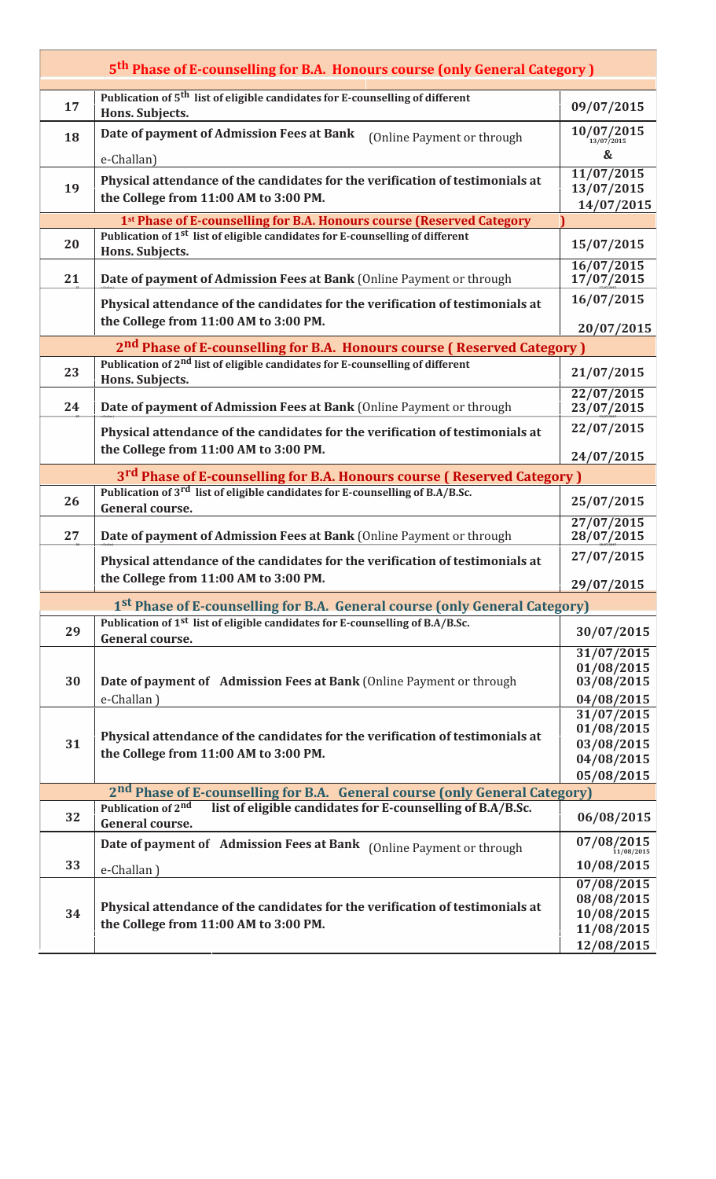| | | |
|---|---|---|
| **5th Phase of E-counselling for B.A. Honours course (only General Category )** | | |
| 17 | **Publication of 5th list of eligible candidates for E-counselling of different Hons. Subjects.** | **09/07/2015** |
| 18 | **Date of payment of Admission Fees at Bank** (Online Payment or through e-Challan) | **10/07/2015** 13/07/2015 **&** |
| 19 | **Physical attendance of the candidates for the verification of testimonials at the College from 11:00 AM to 3:00 PM.** | **11/07/2015** **13/07/2015** **14/07/2015** |
| **1st Phase of E-counselling for B.A. Honours course (Reserved Category )** | | |
| 20 | **Publication of 1st list of eligible candidates for E-counselling of different Hons. Subjects.** | **15/07/2015** |
| 21 | **Date of payment of Admission Fees at Bank** (Online Payment or through | **16/07/2015** **17/07/2015** |
| | **Physical attendance of the candidates for the verification of testimonials at the College from 11:00 AM to 3:00 PM.** | **16/07/2015** **20/07/2015** |
| **2nd Phase of E-counselling for B.A. Honours course ( Reserved Category )** | | |
| 23 | **Publication of 2nd list of eligible candidates for E-counselling of different Hons. Subjects.** | **21/07/2015** |
| 24 | **Date of payment of Admission Fees at Bank** (Online Payment or through | **22/07/2015** **23/07/2015** |
| | **Physical attendance of the candidates for the verification of testimonials at the College from 11:00 AM to 3:00 PM.** | **22/07/2015** **24/07/2015** |
| **3rd Phase of E-counselling for B.A. Honours course ( Reserved Category )** | | |
| 26 | **Publication of 3rd list of eligible candidates for E-counselling of B.A/B.Sc. General course.** | **25/07/2015** |
| 27 | **Date of payment of Admission Fees at Bank** (Online Payment or through | **27/07/2015** **28/07/2015** |
| | **Physical attendance of the candidates for the verification of testimonials at the College from 11:00 AM to 3:00 PM.** | **27/07/2015** **29/07/2015** |
| **1st Phase of E-counselling for B.A. General course (only General Category)** | | |
| 29 | **Publication of 1st list of eligible candidates for E-counselling of B.A/B.Sc. General course.** | **30/07/2015** |
| 30 | **Date of payment of Admission Fees at Bank** (Online Payment or through e-Challan ) | **31/07/2015** **01/08/2015** **03/08/2015** **04/08/2015** |
| 31 | **Physical attendance of the candidates for the verification of testimonials at the College from 11:00 AM to 3:00 PM.** | **31/07/2015** **01/08/2015** **03/08/2015** **04/08/2015** **05/08/2015** |
| **2nd Phase of E-counselling for B.A. General course (only General Category)** | | |
| 32 | **Publication of 2nd list of eligible candidates for E-counselling of B.A/B.Sc. General course.** | **06/08/2015** |
| 33 | **Date of payment of Admission Fees at Bank** (Online Payment or through e-Challan ) | **07/08/2015** 11/08/2015 **10/08/2015** |
| 34 | **Physical attendance of the candidates for the verification of testimonials at the College from 11:00 AM to 3:00 PM.** | **07/08/2015** **08/08/2015** **10/08/2015** **11/08/2015** **12/08/2015** |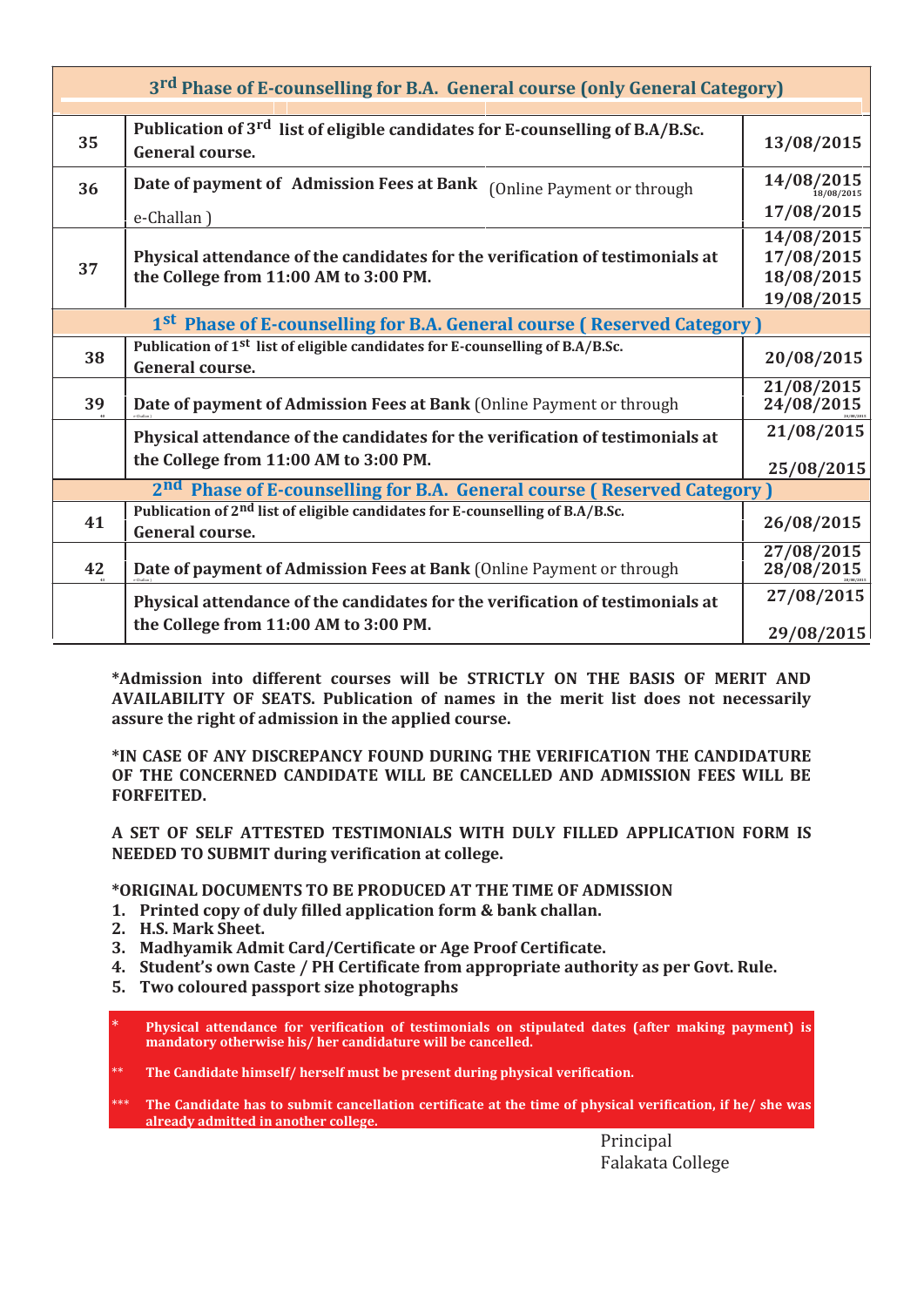| | | |
|---|---|---|
| **3rd Phase of E-counselling for B.A. General course (only General Category)** | | |
| 35 | **Publication of 3rd list of eligible candidates for E-counselling of B.A/B.Sc. General course.** | **13/08/2015** |
| 36 | **Date of payment of Admission Fees at Bank** (Online Payment or through e-Challan ) | **14/08/2015** 18/08/2015 **17/08/2015** |
| 37 | **Physical attendance of the candidates for the verification of testimonials at the College from 11:00 AM to 3:00 PM.** | **14/08/2015 17/08/2015 18/08/2015 19/08/2015** |
| **1st Phase of E-counselling for B.A. General course ( Reserved Category )** | | |
| 38 | Publication of 1st list of eligible candidates for E-counselling of B.A/B.Sc. **General course.** | **20/08/2015** |
| 39 | **Date of payment of Admission Fees at Bank** (Online Payment or through | **21/08/2015 24/08/2015** |
| | **Physical attendance of the candidates for the verification of testimonials at the College from 11:00 AM to 3:00 PM.** | **21/08/2015** **25/08/2015** |
| **2nd Phase of E-counselling for B.A. General course ( Reserved Category )** | | |
| 41 | Publication of 2nd list of eligible candidates for E-counselling of B.A/B.Sc. **General course.** | **26/08/2015** |
| 42 | **Date of payment of Admission Fees at Bank** (Online Payment or through | **27/08/2015 28/08/2015** |
| | **Physical attendance of the candidates for the verification of testimonials at the College from 11:00 AM to 3:00 PM.** | **27/08/2015** **29/08/2015** |

**\*Admission into different courses will be STRICTLY ON THE BASIS OF MERIT AND AVAILABILITY OF SEATS. Publication of names in the merit list does not necessarily assure the right of admission in the applied course.**

**\*IN CASE OF ANY DISCREPANCY FOUND DURING THE VERIFICATION THE CANDIDATURE OF THE CONCERNED CANDIDATE WILL BE CANCELLED AND ADMISSION FEES WILL BE FORFEITED.**

**A SET OF SELF ATTESTED TESTIMONIALS WITH DULY FILLED APPLICATION FORM IS NEEDED TO SUBMIT during verification at college.**

**\*ORIGINAL DOCUMENTS TO BE PRODUCED AT THE TIME OF ADMISSION**

1. **Printed copy of duly filled application form & bank challan.**
2. **H.S. Mark Sheet.**
3. **Madhyamik Admit Card/Certificate or Age Proof Certificate.**
4. **Student's own Caste / PH Certificate from appropriate authority as per Govt. Rule.**
5. **Two coloured passport size photographs**

\* **Physical attendance for verification of testimonials on stipulated dates (after making payment) is mandatory otherwise his/ her candidature will be cancelled.**

\*\* **The Candidate himself/ herself must be present during physical verification.**

\*\*\* **The Candidate has to submit cancellation certificate at the time of physical verification, if he/ she was already admitted in another college.**

Principal
Falakata College